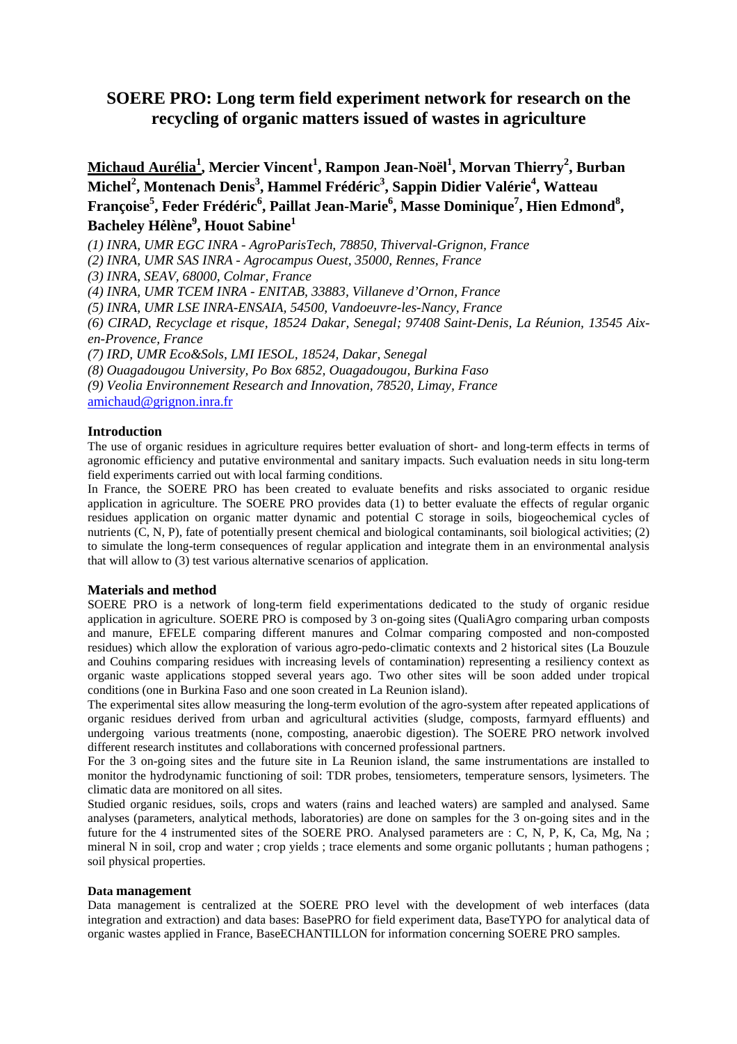# SOERE PRO: Long term field experiment network for research on the recycling of organic matters issued of wastes in agriculture

**Michaud Aurélia[1], Mercier Vincent[1], Rampon Jean-Noël[1], Morvan Thierry[2], Burban Michel[2], Montenach Denis[3], Hammel Frédéric[3], Sappin Didier Valérie[4], Watteau Françoise[5], Feder Frédéric[6], Paillat Jean-Marie[6], Masse Dominique[7], Hien Edmond[8], Bacheley Hélène[9], Houot Sabine[1]**

*(1) INRA, UMR EGC INRA - AgroParisTech, 78850, Thiverval-Grignon, France*

*(2) INRA, UMR SAS INRA - Agrocampus Ouest, 35000, Rennes, France*

*(3) INRA, SEAV, 68000, Colmar, France*

*(4) INRA, UMR TCEM INRA - ENITAB, 33883, Villaneve d'Ornon, France*

*(5) INRA, UMR LSE INRA-ENSAIA, 54500, Vandoeuvre-les-Nancy, France*

*(6) CIRAD, Recyclage et risque, 18524 Dakar, Senegal; 97408 Saint-Denis, La Réunion, 13545 Aix-en-Provence, France*

*(7) IRD, UMR Eco&Sols, LMI IESOL, 18524, Dakar, Senegal*

*(8) Ouagadougou University, Po Box 6852, Ouagadougou, Burkina Faso*

*(9) Veolia Environnement Research and Innovation, 78520, Limay, France*

amichaud@grignon.inra.fr

## Introduction

The use of organic residues in agriculture requires better evaluation of short- and long-term effects in terms of agronomic efficiency and putative environmental and sanitary impacts. Such evaluation needs in situ long-term field experiments carried out with local farming conditions.

In France, the SOERE PRO has been created to evaluate benefits and risks associated to organic residue application in agriculture. The SOERE PRO provides data (1) to better evaluate the effects of regular organic residues application on organic matter dynamic and potential C storage in soils, biogeochemical cycles of nutrients (C, N, P), fate of potentially present chemical and biological contaminants, soil biological activities; (2) to simulate the long-term consequences of regular application and integrate them in an environmental analysis that will allow to (3) test various alternative scenarios of application.

## Materials and method

SOERE PRO is a network of long-term field experimentations dedicated to the study of organic residue application in agriculture. SOERE PRO is composed by 3 on-going sites (QualiAgro comparing urban composts and manure, EFELE comparing different manures and Colmar comparing composted and non-composted residues) which allow the exploration of various agro-pedo-climatic contexts and 2 historical sites (La Bouzule and Couhins comparing residues with increasing levels of contamination) representing a resiliency context as organic waste applications stopped several years ago. Two other sites will be soon added under tropical conditions (one in Burkina Faso and one soon created in La Reunion island).

The experimental sites allow measuring the long-term evolution of the agro-system after repeated applications of organic residues derived from urban and agricultural activities (sludge, composts, farmyard effluents) and undergoing various treatments (none, composting, anaerobic digestion). The SOERE PRO network involved different research institutes and collaborations with concerned professional partners.

For the 3 on-going sites and the future site in La Reunion island, the same instrumentations are installed to monitor the hydrodynamic functioning of soil: TDR probes, tensiometers, temperature sensors, lysimeters. The climatic data are monitored on all sites.

Studied organic residues, soils, crops and waters (rains and leached waters) are sampled and analysed. Same analyses (parameters, analytical methods, laboratories) are done on samples for the 3 on-going sites and in the future for the 4 instrumented sites of the SOERE PRO. Analysed parameters are : C, N, P, K, Ca, Mg, Na ; mineral N in soil, crop and water ; crop yields ; trace elements and some organic pollutants ; human pathogens ; soil physical properties.

### Data management

Data management is centralized at the SOERE PRO level with the development of web interfaces (data integration and extraction) and data bases: BasePRO for field experiment data, BaseTYPO for analytical data of organic wastes applied in France, BaseECHANTILLON for information concerning SOERE PRO samples.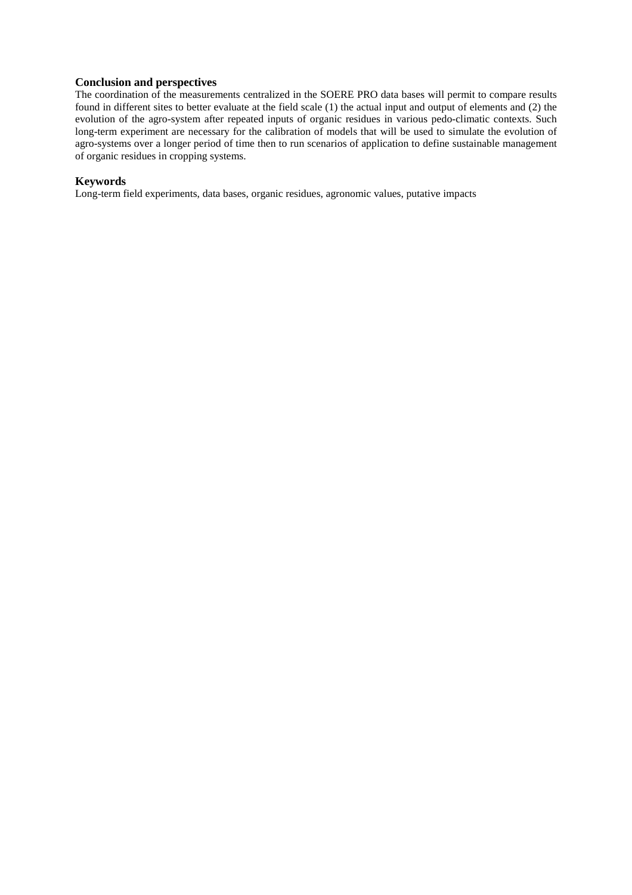## Conclusion and perspectives

The coordination of the measurements centralized in the SOERE PRO data bases will permit to compare results found in different sites to better evaluate at the field scale (1) the actual input and output of elements and (2) the evolution of the agro-system after repeated inputs of organic residues in various pedo-climatic contexts. Such long-term experiment are necessary for the calibration of models that will be used to simulate the evolution of agro-systems over a longer period of time then to run scenarios of application to define sustainable management of organic residues in cropping systems.

## Keywords

Long-term field experiments, data bases, organic residues, agronomic values, putative impacts